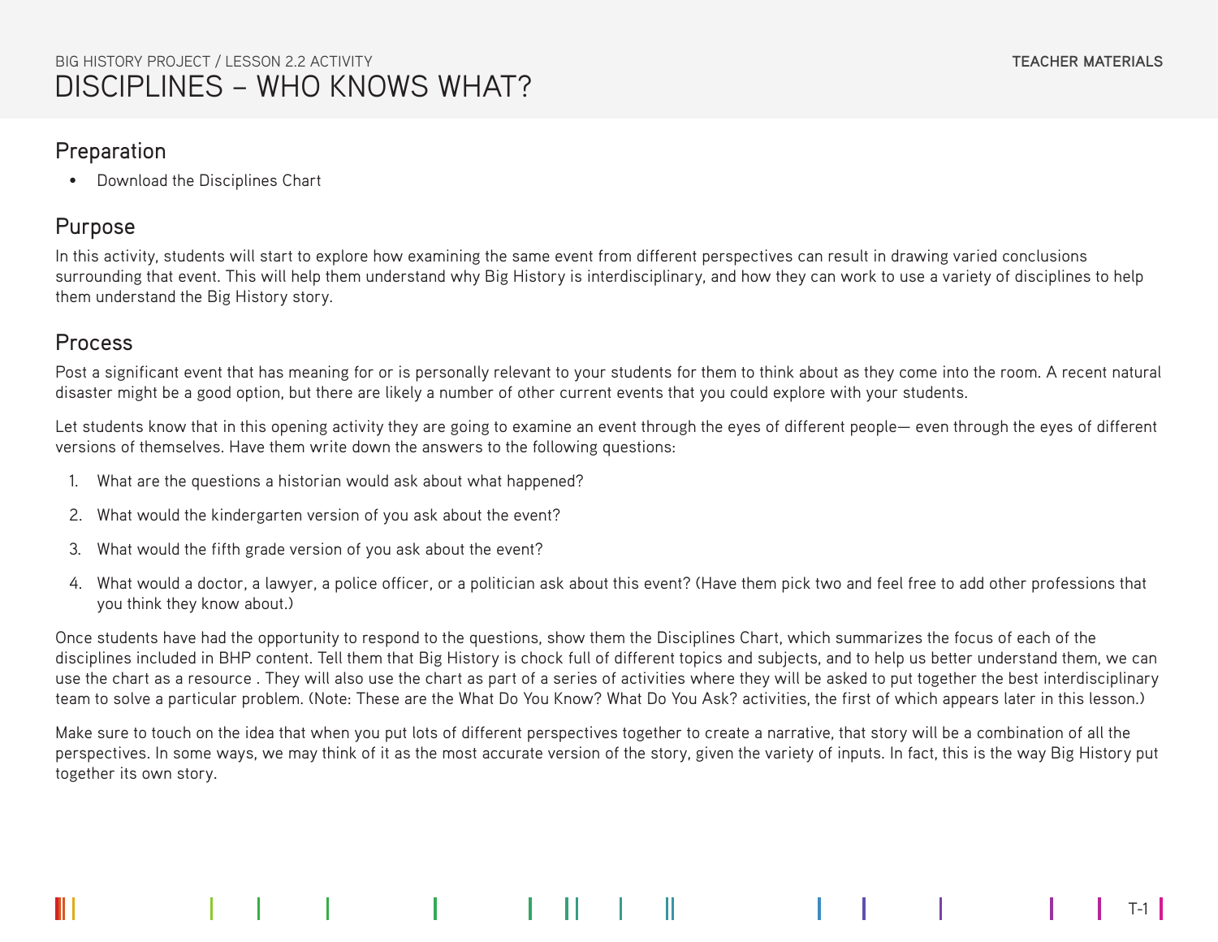BIG HISTORY PROJECT / LESSON 2.2 ACTIVITY

# DISCIPLINES – WHO KNOWS WHAT?

**TEACHER MATERIALS**

## Preparation

- Download the Disciplines Chart

## Purpose

In this activity, students will start to explore how examining the same event from different perspectives can result in drawing varied conclusions surrounding that event. This will help them understand why Big History is interdisciplinary, and how they can work to use a variety of disciplines to help them understand the Big History story.

## Process

Post a significant event that has meaning for or is personally relevant to your students for them to think about as they come into the room. A recent natural disaster might be a good option, but there are likely a number of other current events that you could explore with your students.

Let students know that in this opening activity they are going to examine an event through the eyes of different people— even through the eyes of different versions of themselves. Have them write down the answers to the following questions:

1. What are the questions a historian would ask about what happened?
2. What would the kindergarten version of you ask about the event?
3. What would the fifth grade version of you ask about the event?
4. What would a doctor, a lawyer, a police officer, or a politician ask about this event? (Have them pick two and feel free to add other professions that you think they know about.)

Once students have had the opportunity to respond to the questions, show them the Disciplines Chart, which summarizes the focus of each of the disciplines included in BHP content. Tell them that Big History is chock full of different topics and subjects, and to help us better understand them, we can use the chart as a resource . They will also use the chart as part of a series of activities where they will be asked to put together the best interdisciplinary team to solve a particular problem. (Note: These are the What Do You Know? What Do You Ask? activities, the first of which appears later in this lesson.)

Make sure to touch on the idea that when you put lots of different perspectives together to create a narrative, that story will be a combination of all the perspectives. In some ways, we may think of it as the most accurate version of the story, given the variety of inputs. In fact, this is the way Big History put together its own story.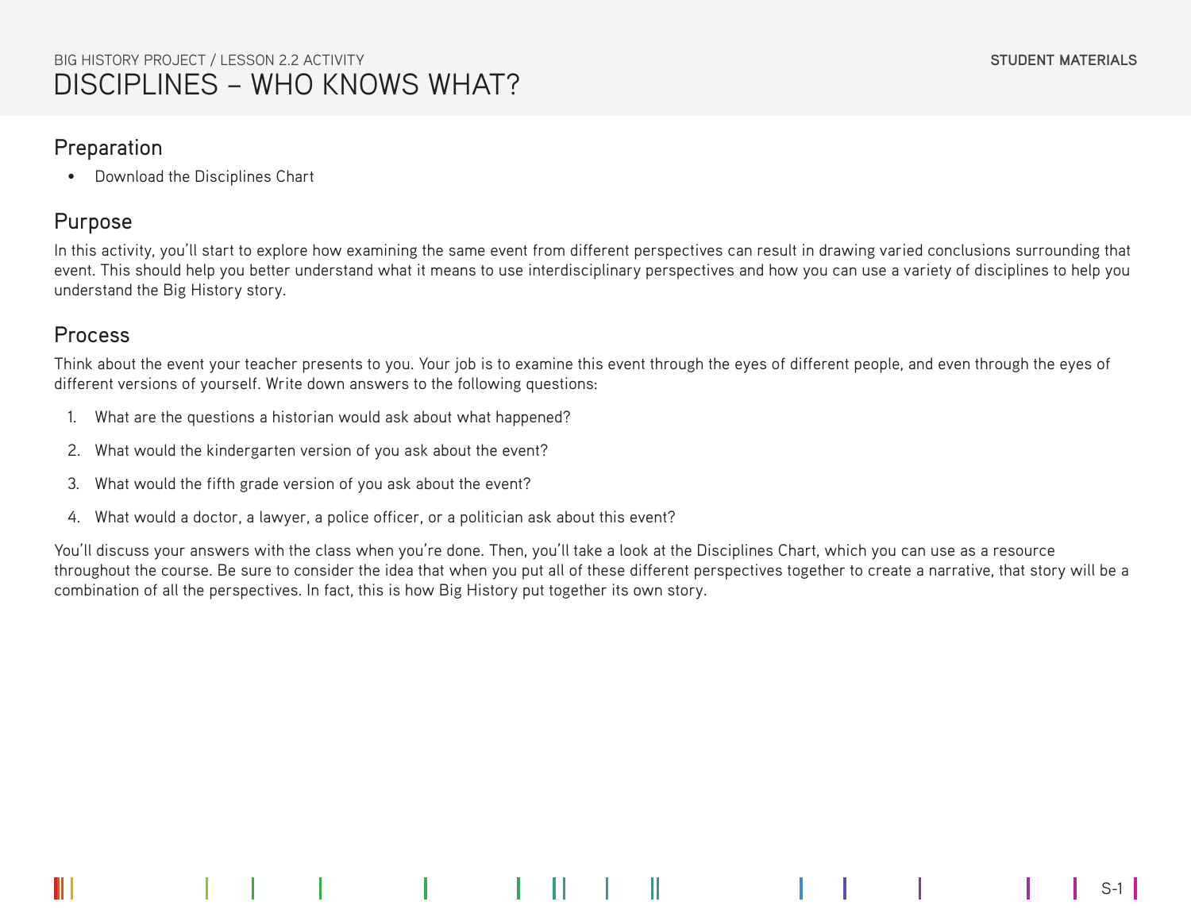BIG HISTORY PROJECT / LESSON 2.2 ACTIVITY

# DISCIPLINES – WHO KNOWS WHAT?

## Preparation

- Download the Disciplines Chart

## Purpose

In this activity, you'll start to explore how examining the same event from different perspectives can result in drawing varied conclusions surrounding that event. This should help you better understand what it means to use interdisciplinary perspectives and how you can use a variety of disciplines to help you understand the Big History story.

## Process

Think about the event your teacher presents to you. Your job is to examine this event through the eyes of different people, and even through the eyes of different versions of yourself. Write down answers to the following questions:

1. What are the questions a historian would ask about what happened?
2. What would the kindergarten version of you ask about the event?
3. What would the fifth grade version of you ask about the event?
4. What would a doctor, a lawyer, a police officer, or a politician ask about this event?

You'll discuss your answers with the class when you're done. Then, you'll take a look at the Disciplines Chart, which you can use as a resource throughout the course. Be sure to consider the idea that when you put all of these different perspectives together to create a narrative, that story will be a combination of all the perspectives. In fact, this is how Big History put together its own story.